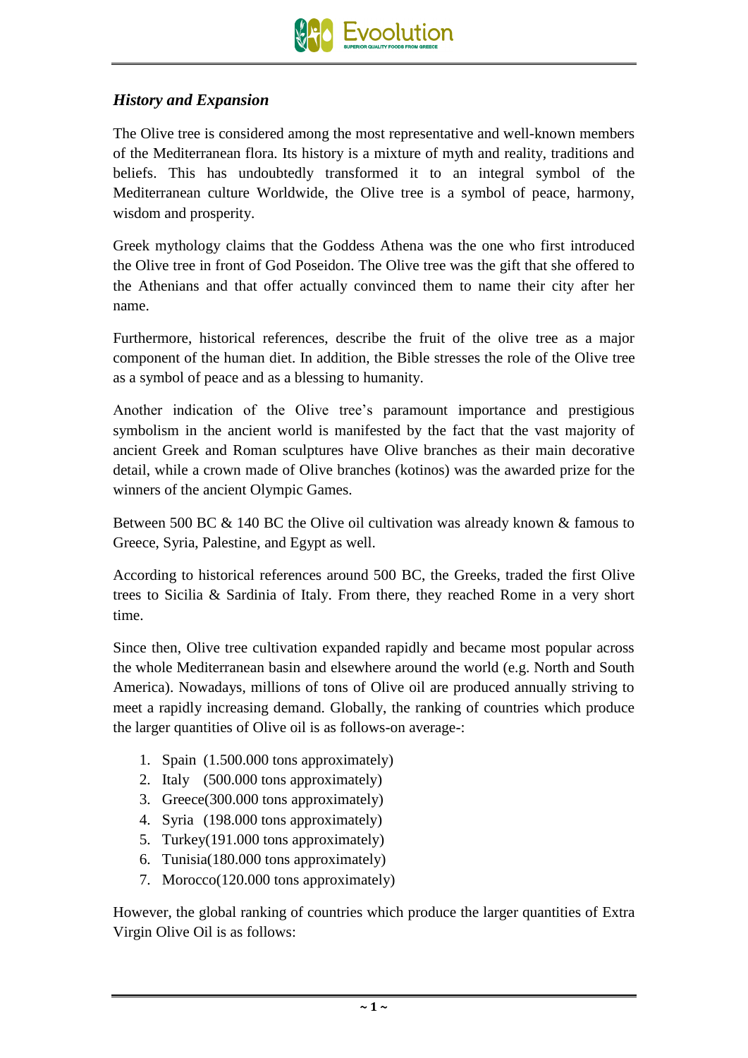### *History and Expansion*

The Olive tree is considered among the most representative and well-known members of the Mediterranean flora. Its history is a mixture of myth and reality, traditions and beliefs. This has undoubtedly transformed it to an integral symbol of the Mediterranean culture Worldwide, the Olive tree is a symbol of peace, harmony, wisdom and prosperity.

Greek mythology claims that the Goddess Athena was the one who first introduced the Olive tree in front of God Poseidon. The Olive tree was the gift that she offered to the Athenians and that offer actually convinced them to name their city after her name.

Furthermore, historical references, describe the fruit of the olive tree as a major component of the human diet. In addition, the Bible stresses the role of the Olive tree as a symbol of peace and as a blessing to humanity.

Another indication of the Olive tree's paramount importance and prestigious symbolism in the ancient world is manifested by the fact that the vast majority of ancient Greek and Roman sculptures have Olive branches as their main decorative detail, while a crown made of Olive branches (kotinos) was the awarded prize for the winners of the ancient Olympic Games.

Between 500 BC & 140 BC the Olive oil cultivation was already known & famous to Greece, Syria, Palestine, and Egypt as well.

According to historical references around 500 BC, the Greeks, traded the first Olive trees to Sicilia & Sardinia of Italy. From there, they reached Rome in a very short time.

Since then, Olive tree cultivation expanded rapidly and became most popular across the whole Mediterranean basin and elsewhere around the world (e.g. North and South America). Nowadays, millions of tons of Olive oil are produced annually striving to meet a rapidly increasing demand. Globally, the ranking of countries which produce the larger quantities of Olive oil is as follows-on average-:

1. Spain (1.500.000 tons approximately)
2. Italy (500.000 tons approximately)
3. Greece(300.000 tons approximately)
4. Syria (198.000 tons approximately)
5. Turkey(191.000 tons approximately)
6. Tunisia(180.000 tons approximately)
7. Morocco(120.000 tons approximately)

However, the global ranking of countries which produce the larger quantities of Extra Virgin Olive Oil is as follows: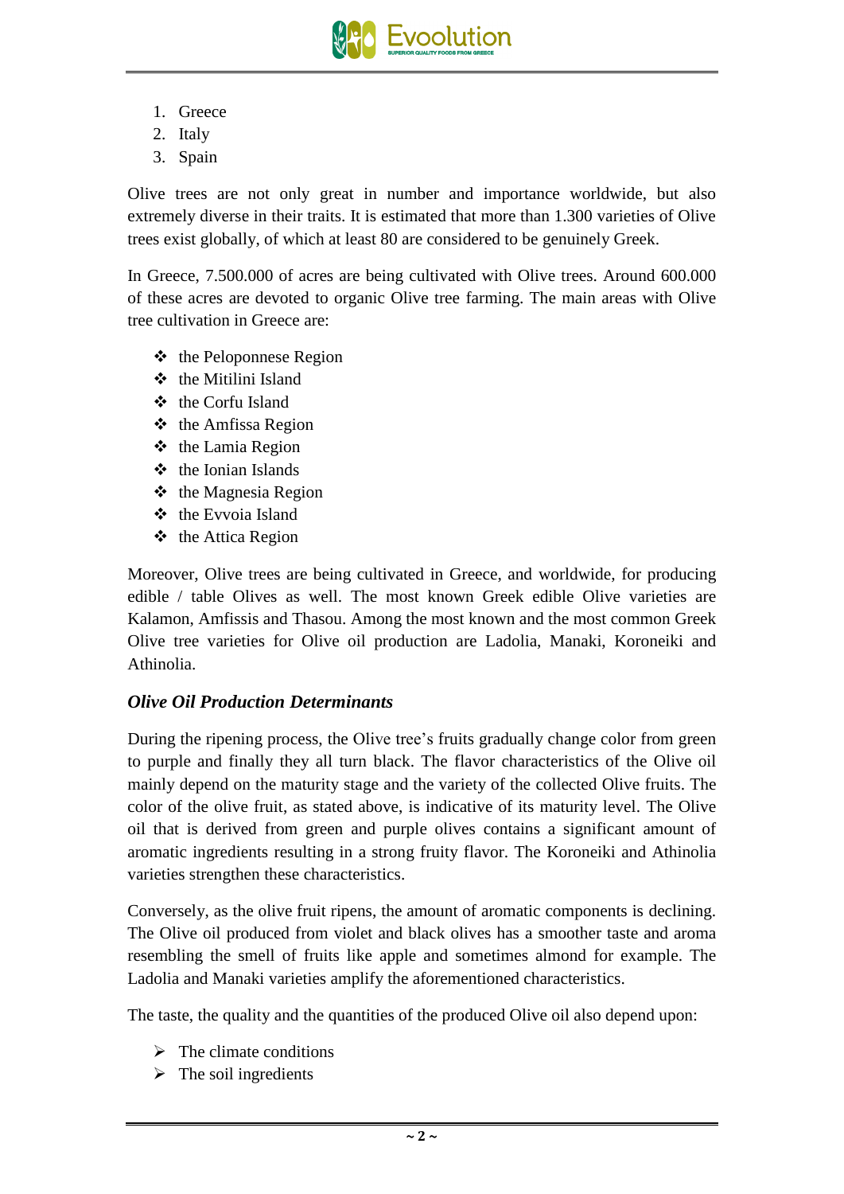1. Greece
2. Italy
3. Spain

Olive trees are not only great in number and importance worldwide, but also extremely diverse in their traits. It is estimated that more than 1.300 varieties of Olive trees exist globally, of which at least 80 are considered to be genuinely Greek.

In Greece, 7.500.000 of acres are being cultivated with Olive trees. Around 600.000 of these acres are devoted to organic Olive tree farming. The main areas with Olive tree cultivation in Greece are:

- the Peloponnese Region
- the Mitilini Island
- the Corfu Island
- the Amfissa Region
- the Lamia Region
- the Ionian Islands
- the Magnesia Region
- the Evvoia Island
- the Attica Region

Moreover, Olive trees are being cultivated in Greece, and worldwide, for producing edible / table Olives as well. The most known Greek edible Olive varieties are Kalamon, Amfissis and Thasou. Among the most known and the most common Greek Olive tree varieties for Olive oil production are Ladolia, Manaki, Koroneiki and Athinolia.

### *Olive Oil Production Determinants*

During the ripening process, the Olive tree's fruits gradually change color from green to purple and finally they all turn black. The flavor characteristics of the Olive oil mainly depend on the maturity stage and the variety of the collected Olive fruits. The color of the olive fruit, as stated above, is indicative of its maturity level. The Olive oil that is derived from green and purple olives contains a significant amount of aromatic ingredients resulting in a strong fruity flavor. The Koroneiki and Athinolia varieties strengthen these characteristics.

Conversely, as the olive fruit ripens, the amount of aromatic components is declining. The Olive oil produced from violet and black olives has a smoother taste and aroma resembling the smell of fruits like apple and sometimes almond for example. The Ladolia and Manaki varieties amplify the aforementioned characteristics.

The taste, the quality and the quantities of the produced Olive oil also depend upon:

- The climate conditions
- The soil ingredients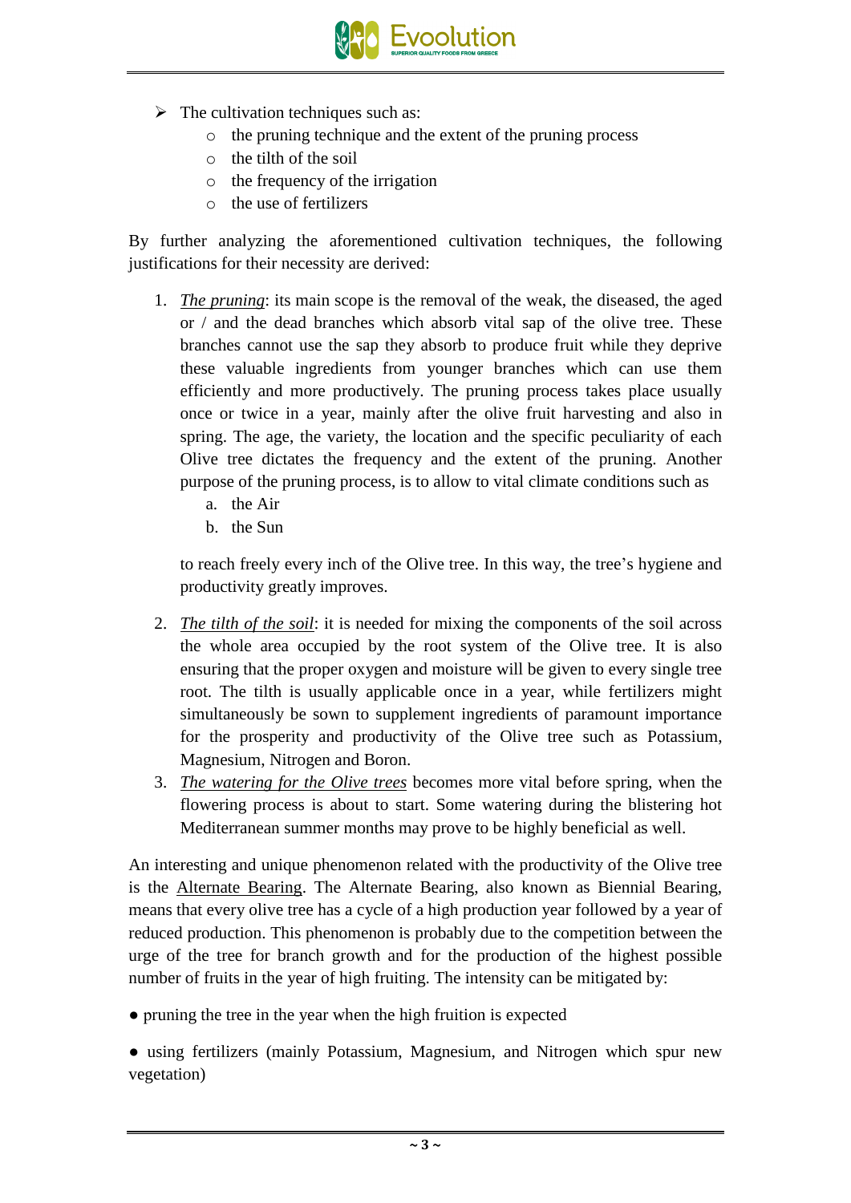- The cultivation techniques such as:
    - the pruning technique and the extent of the pruning process
    - the tilth of the soil
    - the frequency of the irrigation
    - the use of fertilizers

By further analyzing the aforementioned cultivation techniques, the following justifications for their necessity are derived:

1. <u>*The pruning*</u>: its main scope is the removal of the weak, the diseased, the aged or / and the dead branches which absorb vital sap of the olive tree. These branches cannot use the sap they absorb to produce fruit while they deprive these valuable ingredients from younger branches which can use them efficiently and more productively. The pruning process takes place usually once or twice in a year, mainly after the olive fruit harvesting and also in spring. The age, the variety, the location and the specific peculiarity of each Olive tree dictates the frequency and the extent of the pruning. Another purpose of the pruning process, is to allow to vital climate conditions such as
    a. the Air
    b. the Sun

    to reach freely every inch of the Olive tree. In this way, the tree's hygiene and productivity greatly improves.

2. <u>*The tilth of the soil*</u>: it is needed for mixing the components of the soil across the whole area occupied by the root system of the Olive tree. It is also ensuring that the proper oxygen and moisture will be given to every single tree root. The tilth is usually applicable once in a year, while fertilizers might simultaneously be sown to supplement ingredients of paramount importance for the prosperity and productivity of the Olive tree such as Potassium, Magnesium, Nitrogen and Boron.
3. <u>*The watering for the Olive trees*</u> becomes more vital before spring, when the flowering process is about to start. Some watering during the blistering hot Mediterranean summer months may prove to be highly beneficial as well.

An interesting and unique phenomenon related with the productivity of the Olive tree is the <u>Alternate Bearing</u>. The Alternate Bearing, also known as Biennial Bearing, means that every olive tree has a cycle of a high production year followed by a year of reduced production. This phenomenon is probably due to the competition between the urge of the tree for branch growth and for the production of the highest possible number of fruits in the year of high fruiting. The intensity can be mitigated by:

● pruning the tree in the year when the high fruition is expected

● using fertilizers (mainly Potassium, Magnesium, and Nitrogen which spur new vegetation)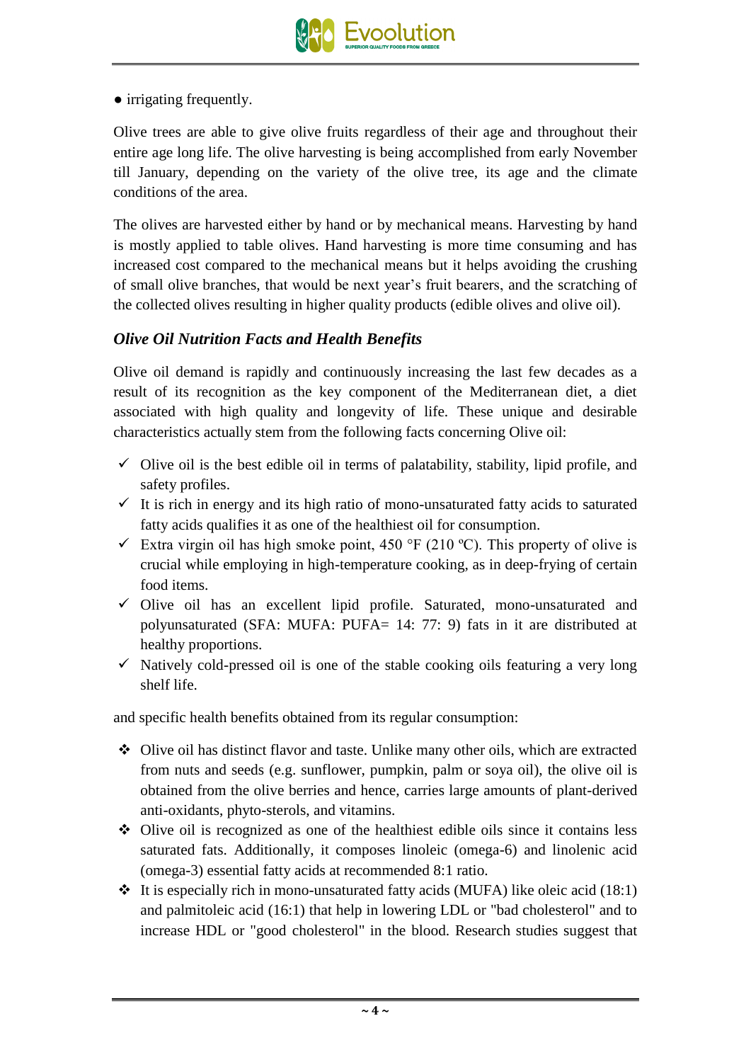- irrigating frequently.

Olive trees are able to give olive fruits regardless of their age and throughout their entire age long life. The olive harvesting is being accomplished from early November till January, depending on the variety of the olive tree, its age and the climate conditions of the area.

The olives are harvested either by hand or by mechanical means. Harvesting by hand is mostly applied to table olives. Hand harvesting is more time consuming and has increased cost compared to the mechanical means but it helps avoiding the crushing of small olive branches, that would be next year's fruit bearers, and the scratching of the collected olives resulting in higher quality products (edible olives and olive oil).

### *Olive Oil Nutrition Facts and Health Benefits*

Olive oil demand is rapidly and continuously increasing the last few decades as a result of its recognition as the key component of the Mediterranean diet, a diet associated with high quality and longevity of life. These unique and desirable characteristics actually stem from the following facts concerning Olive oil:

- ✓ Olive oil is the best edible oil in terms of palatability, stability, lipid profile, and safety profiles.
- ✓ It is rich in energy and its high ratio of mono-unsaturated fatty acids to saturated fatty acids qualifies it as one of the healthiest oil for consumption.
- ✓ Extra virgin oil has high smoke point, 450 °F (210 ºC). This property of olive is crucial while employing in high-temperature cooking, as in deep-frying of certain food items.
- ✓ Olive oil has an excellent lipid profile. Saturated, mono-unsaturated and polyunsaturated (SFA: MUFA: PUFA= 14: 77: 9) fats in it are distributed at healthy proportions.
- ✓ Natively cold-pressed oil is one of the stable cooking oils featuring a very long shelf life.

and specific health benefits obtained from its regular consumption:

- ❖ Olive oil has distinct flavor and taste. Unlike many other oils, which are extracted from nuts and seeds (e.g. sunflower, pumpkin, palm or soya oil), the olive oil is obtained from the olive berries and hence, carries large amounts of plant-derived anti-oxidants, phyto-sterols, and vitamins.
- ❖ Olive oil is recognized as one of the healthiest edible oils since it contains less saturated fats. Additionally, it composes linoleic (omega-6) and linolenic acid (omega-3) essential fatty acids at recommended 8:1 ratio.
- ❖ It is especially rich in mono-unsaturated fatty acids (MUFA) like oleic acid (18:1) and palmitoleic acid (16:1) that help in lowering LDL or "bad cholesterol" and to increase HDL or "good cholesterol" in the blood. Research studies suggest that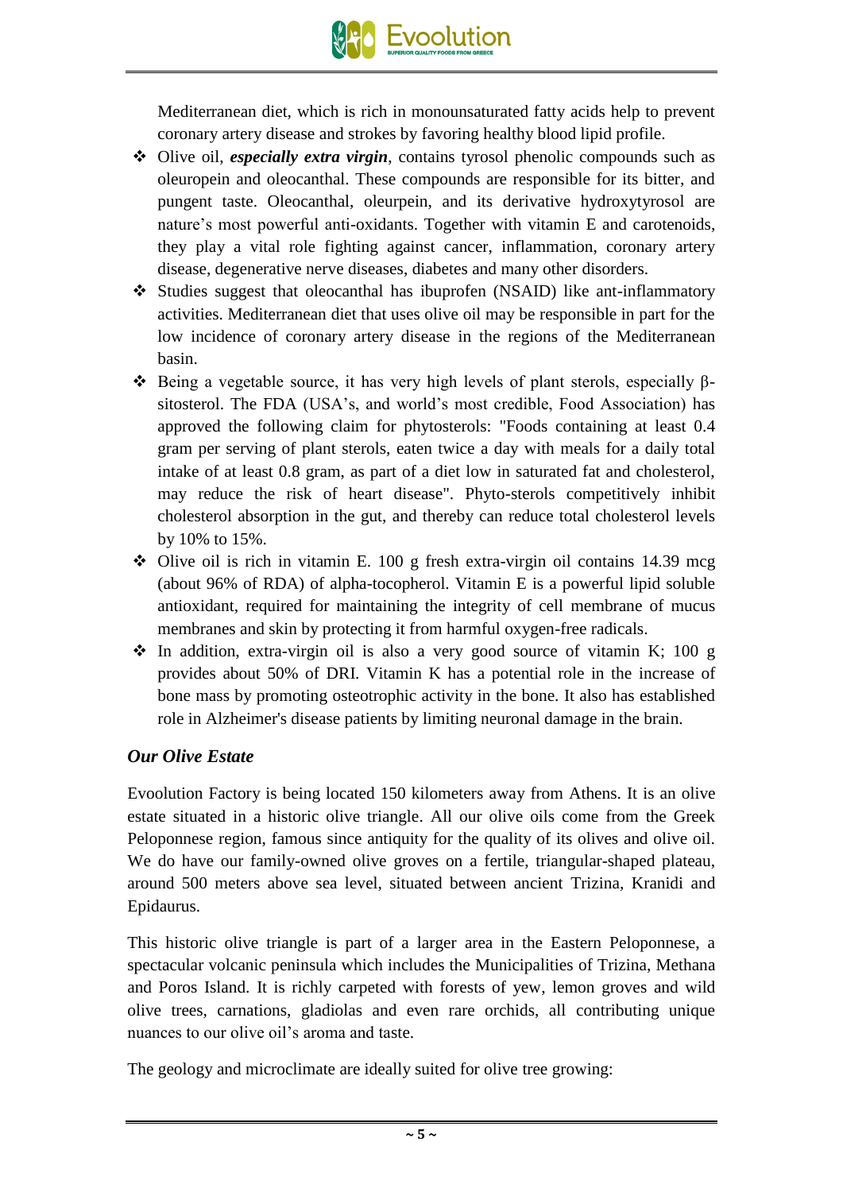Mediterranean diet, which is rich in monounsaturated fatty acids help to prevent coronary artery disease and strokes by favoring healthy blood lipid profile.

- Olive oil, ***especially extra virgin***, contains tyrosol phenolic compounds such as oleuropein and oleocanthal. These compounds are responsible for its bitter, and pungent taste. Oleocanthal, oleurpein, and its derivative hydroxytyrosol are nature's most powerful anti-oxidants. Together with vitamin E and carotenoids, they play a vital role fighting against cancer, inflammation, coronary artery disease, degenerative nerve diseases, diabetes and many other disorders.
- Studies suggest that oleocanthal has ibuprofen (NSAID) like ant-inflammatory activities. Mediterranean diet that uses olive oil may be responsible in part for the low incidence of coronary artery disease in the regions of the Mediterranean basin.
- Being a vegetable source, it has very high levels of plant sterols, especially β-sitosterol. The FDA (USA's, and world's most credible, Food Association) has approved the following claim for phytosterols: "Foods containing at least 0.4 gram per serving of plant sterols, eaten twice a day with meals for a daily total intake of at least 0.8 gram, as part of a diet low in saturated fat and cholesterol, may reduce the risk of heart disease". Phyto-sterols competitively inhibit cholesterol absorption in the gut, and thereby can reduce total cholesterol levels by 10% to 15%.
- Olive oil is rich in vitamin E. 100 g fresh extra-virgin oil contains 14.39 mcg (about 96% of RDA) of alpha-tocopherol. Vitamin E is a powerful lipid soluble antioxidant, required for maintaining the integrity of cell membrane of mucus membranes and skin by protecting it from harmful oxygen-free radicals.
- In addition, extra-virgin oil is also a very good source of vitamin K; 100 g provides about 50% of DRI. Vitamin K has a potential role in the increase of bone mass by promoting osteotrophic activity in the bone. It also has established role in Alzheimer's disease patients by limiting neuronal damage in the brain.

### *Our Olive Estate*

Evoolution Factory is being located 150 kilometers away from Athens. It is an olive estate situated in a historic olive triangle. All our olive oils come from the Greek Peloponnese region, famous since antiquity for the quality of its olives and olive oil. We do have our family-owned olive groves on a fertile, triangular-shaped plateau, around 500 meters above sea level, situated between ancient Trizina, Kranidi and Epidaurus.

This historic olive triangle is part of a larger area in the Eastern Peloponnese, a spectacular volcanic peninsula which includes the Municipalities of Trizina, Methana and Poros Island. It is richly carpeted with forests of yew, lemon groves and wild olive trees, carnations, gladiolas and even rare orchids, all contributing unique nuances to our olive oil's aroma and taste.

The geology and microclimate are ideally suited for olive tree growing: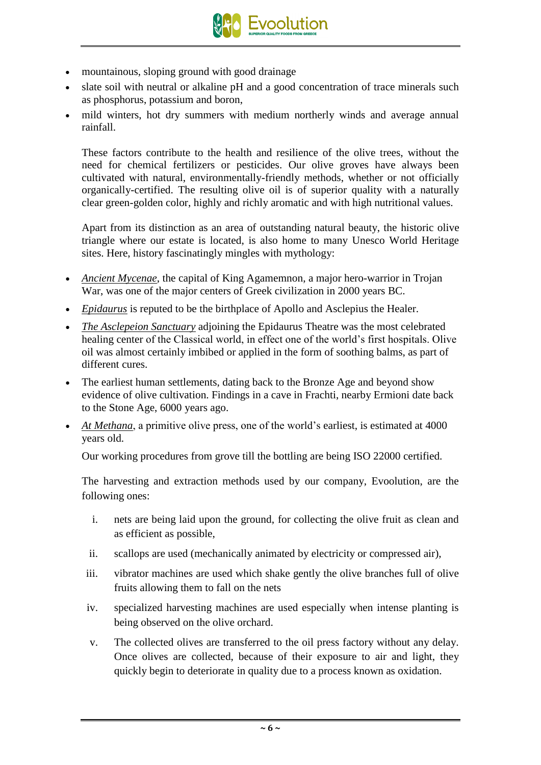- mountainous, sloping ground with good drainage
- slate soil with neutral or alkaline pH and a good concentration of trace minerals such as phosphorus, potassium and boron,
- mild winters, hot dry summers with medium northerly winds and average annual rainfall.

These factors contribute to the health and resilience of the olive trees, without the need for chemical fertilizers or pesticides. Our olive groves have always been cultivated with natural, environmentally-friendly methods, whether or not officially organically-certified. The resulting olive oil is of superior quality with a naturally clear green-golden color, highly and richly aromatic and with high nutritional values.

Apart from its distinction as an area of outstanding natural beauty, the historic olive triangle where our estate is located, is also home to many Unesco World Heritage sites. Here, history fascinatingly mingles with mythology:

- *Ancient Mycenae*, the capital of King Agamemnon, a major hero-warrior in Trojan War, was one of the major centers of Greek civilization in 2000 years BC.
- *Epidaurus* is reputed to be the birthplace of Apollo and Asclepius the Healer.
- *The Asclepeion Sanctuary* adjoining the Epidaurus Theatre was the most celebrated healing center of the Classical world, in effect one of the world's first hospitals. Olive oil was almost certainly imbibed or applied in the form of soothing balms, as part of different cures.
- The earliest human settlements, dating back to the Bronze Age and beyond show evidence of olive cultivation. Findings in a cave in Frachti, nearby Ermioni date back to the Stone Age, 6000 years ago.
- *At Methana*, a primitive olive press, one of the world's earliest, is estimated at 4000 years old.

Our working procedures from grove till the bottling are being ISO 22000 certified.

The harvesting and extraction methods used by our company, Evoolution, are the following ones:

i. nets are being laid upon the ground, for collecting the olive fruit as clean and as efficient as possible,

ii. scallops are used (mechanically animated by electricity or compressed air),

iii. vibrator machines are used which shake gently the olive branches full of olive fruits allowing them to fall on the nets

iv. specialized harvesting machines are used especially when intense planting is being observed on the olive orchard.

v. The collected olives are transferred to the oil press factory without any delay. Once olives are collected, because of their exposure to air and light, they quickly begin to deteriorate in quality due to a process known as oxidation.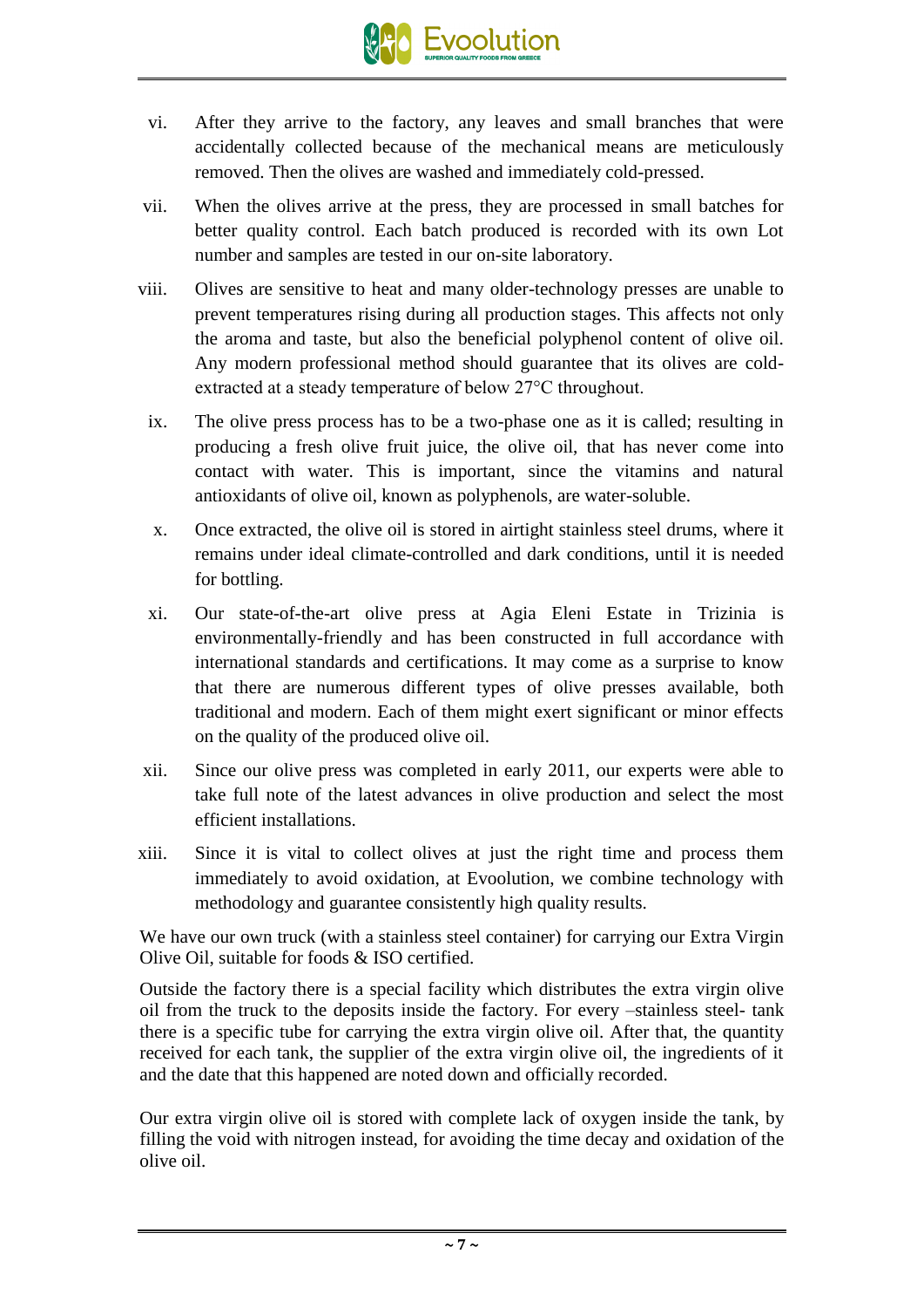vi. After they arrive to the factory, any leaves and small branches that were accidentally collected because of the mechanical means are meticulously removed. Then the olives are washed and immediately cold-pressed.

vii. When the olives arrive at the press, they are processed in small batches for better quality control. Each batch produced is recorded with its own Lot number and samples are tested in our on-site laboratory.

viii. Olives are sensitive to heat and many older-technology presses are unable to prevent temperatures rising during all production stages. This affects not only the aroma and taste, but also the beneficial polyphenol content of olive oil. Any modern professional method should guarantee that its olives are cold-extracted at a steady temperature of below 27°C throughout.

ix. The olive press process has to be a two-phase one as it is called; resulting in producing a fresh olive fruit juice, the olive oil, that has never come into contact with water. This is important, since the vitamins and natural antioxidants of olive oil, known as polyphenols, are water-soluble.

x. Once extracted, the olive oil is stored in airtight stainless steel drums, where it remains under ideal climate-controlled and dark conditions, until it is needed for bottling.

xi. Our state-of-the-art olive press at Agia Eleni Estate in Trizinia is environmentally-friendly and has been constructed in full accordance with international standards and certifications. It may come as a surprise to know that there are numerous different types of olive presses available, both traditional and modern. Each of them might exert significant or minor effects on the quality of the produced olive oil.

xii. Since our olive press was completed in early 2011, our experts were able to take full note of the latest advances in olive production and select the most efficient installations.

xiii. Since it is vital to collect olives at just the right time and process them immediately to avoid oxidation, at Evoolution, we combine technology with methodology and guarantee consistently high quality results.

We have our own truck (with a stainless steel container) for carrying our Extra Virgin Olive Oil, suitable for foods & ISO certified.

Outside the factory there is a special facility which distributes the extra virgin olive oil from the truck to the deposits inside the factory. For every –stainless steel- tank there is a specific tube for carrying the extra virgin olive oil. After that, the quantity received for each tank, the supplier of the extra virgin olive oil, the ingredients of it and the date that this happened are noted down and officially recorded.

Our extra virgin olive oil is stored with complete lack of oxygen inside the tank, by filling the void with nitrogen instead, for avoiding the time decay and oxidation of the olive oil.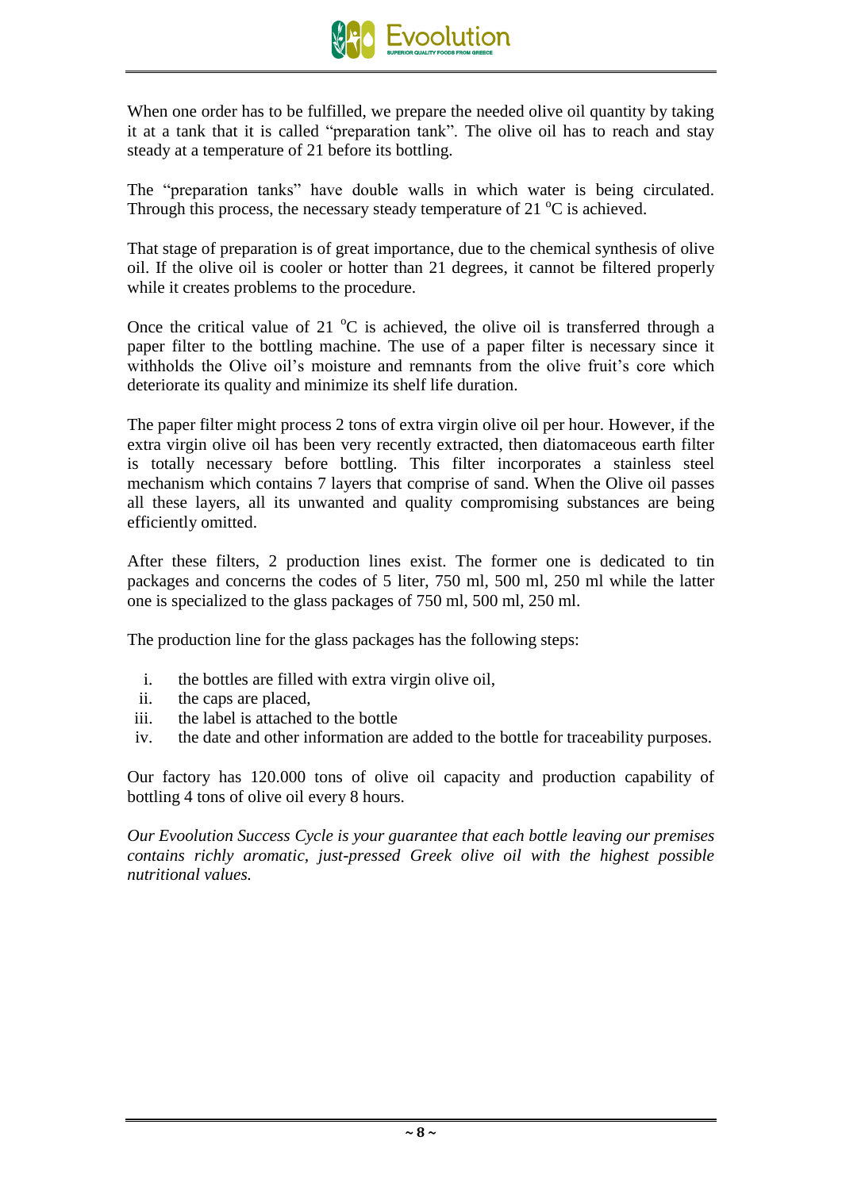When one order has to be fulfilled, we prepare the needed olive oil quantity by taking it at a tank that it is called "preparation tank". The olive oil has to reach and stay steady at a temperature of 21 before its bottling.

The "preparation tanks" have double walls in which water is being circulated. Through this process, the necessary steady temperature of 21 $^{o}$C is achieved.

That stage of preparation is of great importance, due to the chemical synthesis of olive oil. If the olive oil is cooler or hotter than 21 degrees, it cannot be filtered properly while it creates problems to the procedure.

Once the critical value of 21 $^{o}$C is achieved, the olive oil is transferred through a paper filter to the bottling machine. The use of a paper filter is necessary since it withholds the Olive oil's moisture and remnants from the olive fruit's core which deteriorate its quality and minimize its shelf life duration.

The paper filter might process 2 tons of extra virgin olive oil per hour. However, if the extra virgin olive oil has been very recently extracted, then diatomaceous earth filter is totally necessary before bottling. This filter incorporates a stainless steel mechanism which contains 7 layers that comprise of sand. When the Olive oil passes all these layers, all its unwanted and quality compromising substances are being efficiently omitted.

After these filters, 2 production lines exist. The former one is dedicated to tin packages and concerns the codes of 5 liter, 750 ml, 500 ml, 250 ml while the latter one is specialized to the glass packages of 750 ml, 500 ml, 250 ml.

The production line for the glass packages has the following steps:

i. the bottles are filled with extra virgin olive oil,
ii. the caps are placed,
iii. the label is attached to the bottle
iv. the date and other information are added to the bottle for traceability purposes.

Our factory has 120.000 tons of olive oil capacity and production capability of bottling 4 tons of olive oil every 8 hours.

*Our Evoolution Success Cycle is your guarantee that each bottle leaving our premises contains richly aromatic, just-pressed Greek olive oil with the highest possible nutritional values.*